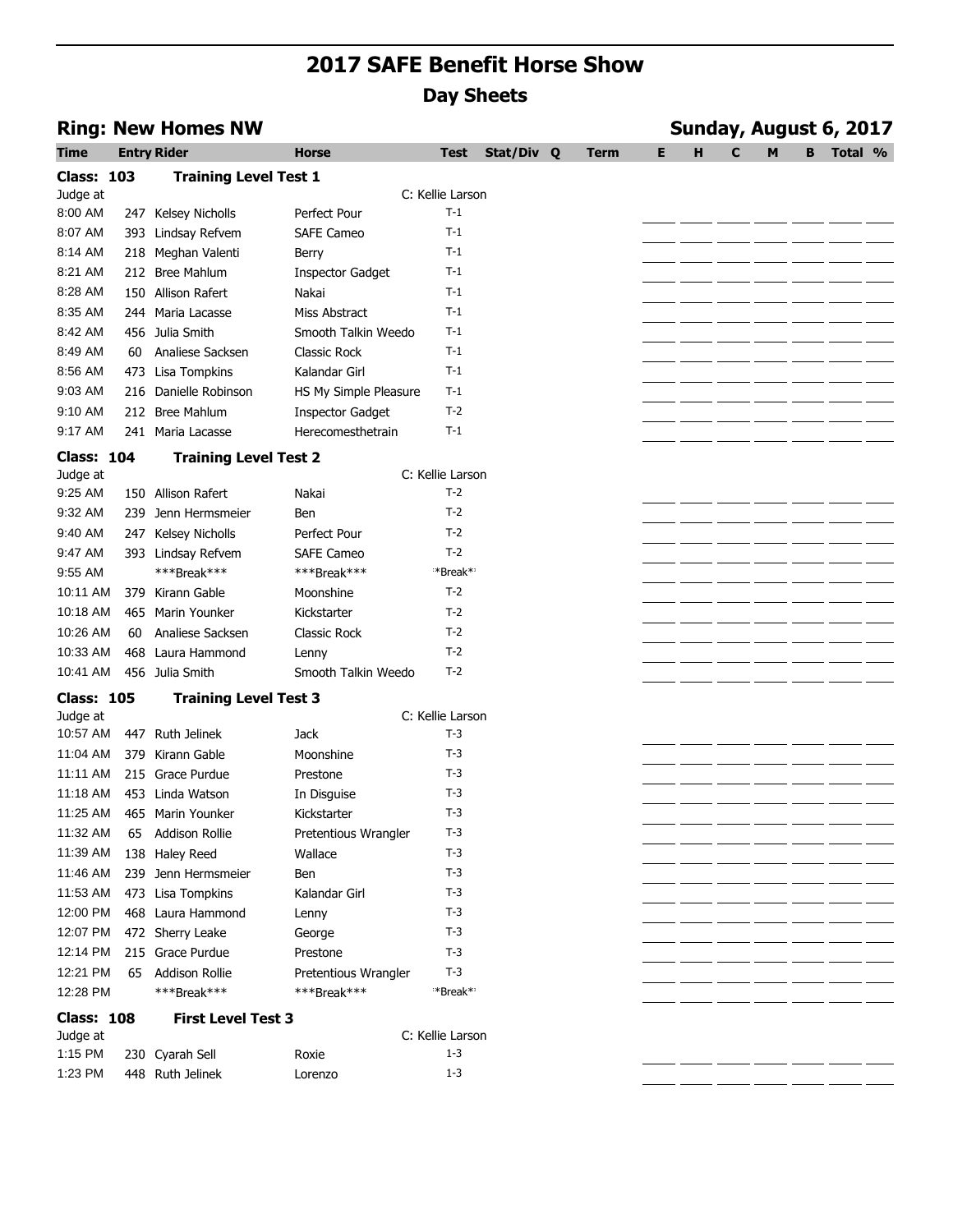# 2017 SAFE Benefit Horse Show

## Day Sheets

**Ring: New Homes NW** — **Sunday, August 6, 2017**

| Time | Entry | Rider | Horse | Test | Stat/Div | Q | Term | E | H | C | M | B | Total | % |
|---|---|---|---|---|---|---|---|---|---|---|---|---|---|---|
| **Class: 103** | | **Training Level Test 1** | | | | | | | | | | | | |
| Judge at | | | | C: Kellie Larson | | | | | | | | | | |
| 8:00 AM | 247 | Kelsey Nicholls | Perfect Pour | T-1 | | | | | | | | | | |
| 8:07 AM | 393 | Lindsay Refvem | SAFE Cameo | T-1 | | | | | | | | | | |
| 8:14 AM | 218 | Meghan Valenti | Berry | T-1 | | | | | | | | | | |
| 8:21 AM | 212 | Bree Mahlum | Inspector Gadget | T-1 | | | | | | | | | | |
| 8:28 AM | 150 | Allison Rafert | Nakai | T-1 | | | | | | | | | | |
| 8:35 AM | 244 | Maria Lacasse | Miss Abstract | T-1 | | | | | | | | | | |
| 8:42 AM | 456 | Julia Smith | Smooth Talkin Weedo | T-1 | | | | | | | | | | |
| 8:49 AM | 60 | Analiese Sacksen | Classic Rock | T-1 | | | | | | | | | | |
| 8:56 AM | 473 | Lisa Tompkins | Kalandar Girl | T-1 | | | | | | | | | | |
| 9:03 AM | 216 | Danielle Robinson | HS My Simple Pleasure | T-1 | | | | | | | | | | |
| 9:10 AM | 212 | Bree Mahlum | Inspector Gadget | T-2 | | | | | | | | | | |
| 9:17 AM | 241 | Maria Lacasse | Herecomesthetrain | T-1 | | | | | | | | | | |
| **Class: 104** | | **Training Level Test 2** | | | | | | | | | | | | |
| Judge at | | | | C: Kellie Larson | | | | | | | | | | |
| 9:25 AM | 150 | Allison Rafert | Nakai | T-2 | | | | | | | | | | |
| 9:32 AM | 239 | Jenn Hermsmeier | Ben | T-2 | | | | | | | | | | |
| 9:40 AM | 247 | Kelsey Nicholls | Perfect Pour | T-2 | | | | | | | | | | |
| 9:47 AM | 393 | Lindsay Refvem | SAFE Cameo | T-2 | | | | | | | | | | |
| 9:55 AM | | ***Break*** | ***Break*** | *Break* | | | | | | | | | | |
| 10:11 AM | 379 | Kirann Gable | Moonshine | T-2 | | | | | | | | | | |
| 10:18 AM | 465 | Marin Younker | Kickstarter | T-2 | | | | | | | | | | |
| 10:26 AM | 60 | Analiese Sacksen | Classic Rock | T-2 | | | | | | | | | | |
| 10:33 AM | 468 | Laura Hammond | Lenny | T-2 | | | | | | | | | | |
| 10:41 AM | 456 | Julia Smith | Smooth Talkin Weedo | T-2 | | | | | | | | | | |
| **Class: 105** | | **Training Level Test 3** | | | | | | | | | | | | |
| Judge at | | | | C: Kellie Larson | | | | | | | | | | |
| 10:57 AM | 447 | Ruth Jelinek | Jack | T-3 | | | | | | | | | | |
| 11:04 AM | 379 | Kirann Gable | Moonshine | T-3 | | | | | | | | | | |
| 11:11 AM | 215 | Grace Purdue | Prestone | T-3 | | | | | | | | | | |
| 11:18 AM | 453 | Linda Watson | In Disguise | T-3 | | | | | | | | | | |
| 11:25 AM | 465 | Marin Younker | Kickstarter | T-3 | | | | | | | | | | |
| 11:32 AM | 65 | Addison Rollie | Pretentious Wrangler | T-3 | | | | | | | | | | |
| 11:39 AM | 138 | Haley Reed | Wallace | T-3 | | | | | | | | | | |
| 11:46 AM | 239 | Jenn Hermsmeier | Ben | T-3 | | | | | | | | | | |
| 11:53 AM | 473 | Lisa Tompkins | Kalandar Girl | T-3 | | | | | | | | | | |
| 12:00 PM | 468 | Laura Hammond | Lenny | T-3 | | | | | | | | | | |
| 12:07 PM | 472 | Sherry Leake | George | T-3 | | | | | | | | | | |
| 12:14 PM | 215 | Grace Purdue | Prestone | T-3 | | | | | | | | | | |
| 12:21 PM | 65 | Addison Rollie | Pretentious Wrangler | T-3 | | | | | | | | | | |
| 12:28 PM | | ***Break*** | ***Break*** | *Break* | | | | | | | | | | |
| **Class: 108** | | **First Level Test 3** | | | | | | | | | | | | |
| Judge at | | | | C: Kellie Larson | | | | | | | | | | |
| 1:15 PM | 230 | Cyarah Sell | Roxie | 1-3 | | | | | | | | | | |
| 1:23 PM | 448 | Ruth Jelinek | Lorenzo | 1-3 | | | | | | | | | | |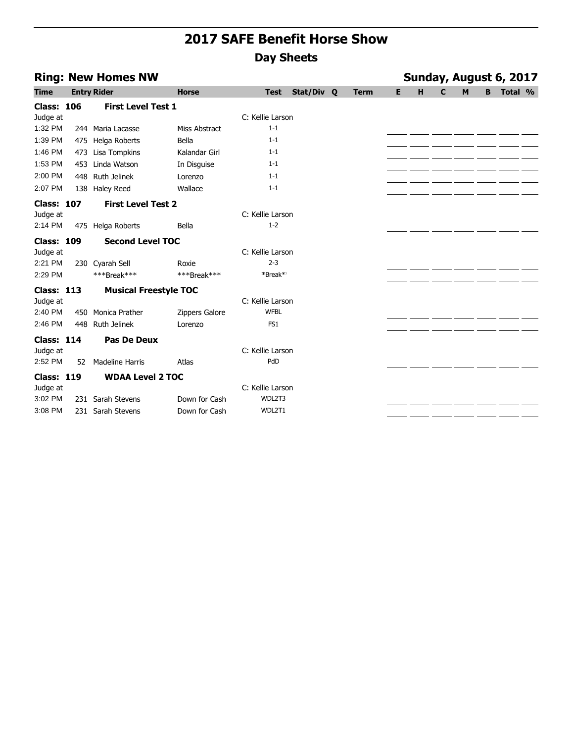# 2017 SAFE Benefit Horse Show

## Day Sheets

### Ring: New Homes NW — Sunday, August 6, 2017

| Time | Entry | Rider | Horse | Test | Stat/Div | Q | Term | E | H | C | M | B | Total | % |
|---|---|---|---|---|---|---|---|---|---|---|---|---|---|---|
| **Class: 106** | | **First Level Test 1** | | | | | | | | | | | | |
| Judge at | | | | C: Kellie Larson | | | | | | | | | | |
| 1:32 PM | 244 | Maria Lacasse | Miss Abstract | 1-1 | | | | | | | | | | |
| 1:39 PM | 475 | Helga Roberts | Bella | 1-1 | | | | | | | | | | |
| 1:46 PM | 473 | Lisa Tompkins | Kalandar Girl | 1-1 | | | | | | | | | | |
| 1:53 PM | 453 | Linda Watson | In Disguise | 1-1 | | | | | | | | | | |
| 2:00 PM | 448 | Ruth Jelinek | Lorenzo | 1-1 | | | | | | | | | | |
| 2:07 PM | 138 | Haley Reed | Wallace | 1-1 | | | | | | | | | | |
| **Class: 107** | | **First Level Test 2** | | | | | | | | | | | | |
| Judge at | | | | C: Kellie Larson | | | | | | | | | | |
| 2:14 PM | 475 | Helga Roberts | Bella | 1-2 | | | | | | | | | | |
| **Class: 109** | | **Second Level TOC** | | | | | | | | | | | | |
| Judge at | | | | C: Kellie Larson | | | | | | | | | | |
| 2:21 PM | 230 | Cyarah Sell | Roxie | 2-3 | | | | | | | | | | |
| 2:29 PM | | ***Break*** | ***Break*** | **Break** | | | | | | | | | | |
| **Class: 113** | | **Musical Freestyle TOC** | | | | | | | | | | | | |
| Judge at | | | | C: Kellie Larson | | | | | | | | | | |
| 2:40 PM | 450 | Monica Prather | Zippers Galore | WFBL | | | | | | | | | | |
| 2:46 PM | 448 | Ruth Jelinek | Lorenzo | FS1 | | | | | | | | | | |
| **Class: 114** | | **Pas De Deux** | | | | | | | | | | | | |
| Judge at | | | | C: Kellie Larson | | | | | | | | | | |
| 2:52 PM | 52 | Madeline Harris | Atlas | PdD | | | | | | | | | | |
| **Class: 119** | | **WDAA Level 2 TOC** | | | | | | | | | | | | |
| Judge at | | | | C: Kellie Larson | | | | | | | | | | |
| 3:02 PM | 231 | Sarah Stevens | Down for Cash | WDL2T3 | | | | | | | | | | |
| 3:08 PM | 231 | Sarah Stevens | Down for Cash | WDL2T1 | | | | | | | | | | |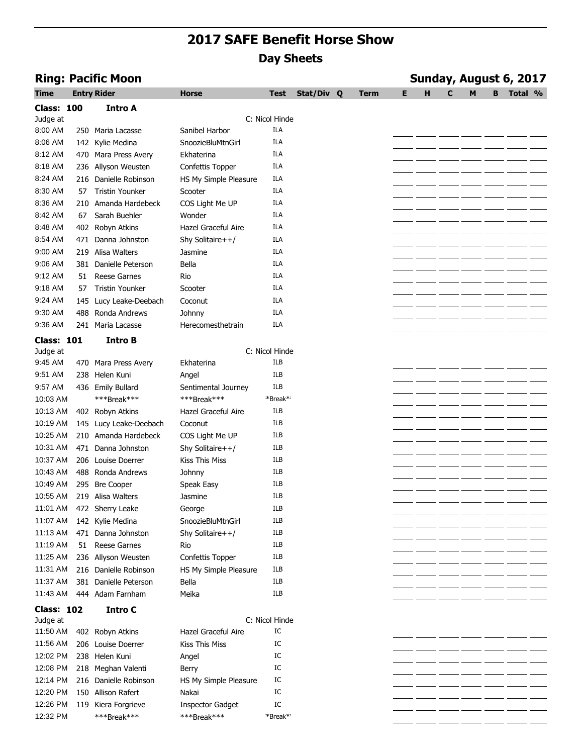# 2017 SAFE Benefit Horse Show

## Day Sheets

### Ring: Pacific Moon

### Sunday, August 6, 2017

| Time | Entry | Rider | Horse | Test | Stat/Div | Q | Term | E | H | C | M | B | Total | % |
|---|---|---|---|---|---|---|---|---|---|---|---|---|---|---|
| **Class: 100** | | **Intro A** | | | | | | | | | | | | |
| Judge at | | | | C: Nicol Hinde | | | | | | | | | | |
| 8:00 AM | 250 | Maria Lacasse | Sanibel Harbor | ILA | | | | | | | | | | |
| 8:06 AM | 142 | Kylie Medina | SnoozieBluMtnGirl | ILA | | | | | | | | | | |
| 8:12 AM | 470 | Mara Press Avery | Ekhaterina | ILA | | | | | | | | | | |
| 8:18 AM | 236 | Allyson Weusten | Confettis Topper | ILA | | | | | | | | | | |
| 8:24 AM | 216 | Danielle Robinson | HS My Simple Pleasure | ILA | | | | | | | | | | |
| 8:30 AM | 57 | Tristin Younker | Scooter | ILA | | | | | | | | | | |
| 8:36 AM | 210 | Amanda Hardebeck | COS Light Me UP | ILA | | | | | | | | | | |
| 8:42 AM | 67 | Sarah Buehler | Wonder | ILA | | | | | | | | | | |
| 8:48 AM | 402 | Robyn Atkins | Hazel Graceful Aire | ILA | | | | | | | | | | |
| 8:54 AM | 471 | Danna Johnston | Shy Solitaire++/ | ILA | | | | | | | | | | |
| 9:00 AM | 219 | Alisa Walters | Jasmine | ILA | | | | | | | | | | |
| 9:06 AM | 381 | Danielle Peterson | Bella | ILA | | | | | | | | | | |
| 9:12 AM | 51 | Reese Garnes | Rio | ILA | | | | | | | | | | |
| 9:18 AM | 57 | Tristin Younker | Scooter | ILA | | | | | | | | | | |
| 9:24 AM | 145 | Lucy Leake-Deebach | Coconut | ILA | | | | | | | | | | |
| 9:30 AM | 488 | Ronda Andrews | Johnny | ILA | | | | | | | | | | |
| 9:36 AM | 241 | Maria Lacasse | Herecomesthetrain | ILA | | | | | | | | | | |
| **Class: 101** | | **Intro B** | | | | | | | | | | | | |
| Judge at | | | | C: Nicol Hinde | | | | | | | | | | |
| 9:45 AM | 470 | Mara Press Avery | Ekhaterina | ILB | | | | | | | | | | |
| 9:51 AM | 238 | Helen Kuni | Angel | ILB | | | | | | | | | | |
| 9:57 AM | 436 | Emily Bullard | Sentimental Journey | ILB | | | | | | | | | | |
| 10:03 AM | | ***Break*** | ***Break*** | ***Break*** | | | | | | | | | | |
| 10:13 AM | 402 | Robyn Atkins | Hazel Graceful Aire | ILB | | | | | | | | | | |
| 10:19 AM | 145 | Lucy Leake-Deebach | Coconut | ILB | | | | | | | | | | |
| 10:25 AM | 210 | Amanda Hardebeck | COS Light Me UP | ILB | | | | | | | | | | |
| 10:31 AM | 471 | Danna Johnston | Shy Solitaire++/ | ILB | | | | | | | | | | |
| 10:37 AM | 206 | Louise Doerrer | Kiss This Miss | ILB | | | | | | | | | | |
| 10:43 AM | 488 | Ronda Andrews | Johnny | ILB | | | | | | | | | | |
| 10:49 AM | 295 | Bre Cooper | Speak Easy | ILB | | | | | | | | | | |
| 10:55 AM | 219 | Alisa Walters | Jasmine | ILB | | | | | | | | | | |
| 11:01 AM | 472 | Sherry Leake | George | ILB | | | | | | | | | | |
| 11:07 AM | 142 | Kylie Medina | SnoozieBluMtnGirl | ILB | | | | | | | | | | |
| 11:13 AM | 471 | Danna Johnston | Shy Solitaire++/ | ILB | | | | | | | | | | |
| 11:19 AM | 51 | Reese Garnes | Rio | ILB | | | | | | | | | | |
| 11:25 AM | 236 | Allyson Weusten | Confettis Topper | ILB | | | | | | | | | | |
| 11:31 AM | 216 | Danielle Robinson | HS My Simple Pleasure | ILB | | | | | | | | | | |
| 11:37 AM | 381 | Danielle Peterson | Bella | ILB | | | | | | | | | | |
| 11:43 AM | 444 | Adam Farnham | Meika | ILB | | | | | | | | | | |
| **Class: 102** | | **Intro C** | | | | | | | | | | | | |
| Judge at | | | | C: Nicol Hinde | | | | | | | | | | |
| 11:50 AM | 402 | Robyn Atkins | Hazel Graceful Aire | IC | | | | | | | | | | |
| 11:56 AM | 206 | Louise Doerrer | Kiss This Miss | IC | | | | | | | | | | |
| 12:02 PM | 238 | Helen Kuni | Angel | IC | | | | | | | | | | |
| 12:08 PM | 218 | Meghan Valenti | Berry | IC | | | | | | | | | | |
| 12:14 PM | 216 | Danielle Robinson | HS My Simple Pleasure | IC | | | | | | | | | | |
| 12:20 PM | 150 | Allison Rafert | Nakai | IC | | | | | | | | | | |
| 12:26 PM | 119 | Kiera Forgrieve | Inspector Gadget | IC | | | | | | | | | | |
| 12:32 PM | | ***Break*** | ***Break*** | ***Break*** | | | | | | | | | | |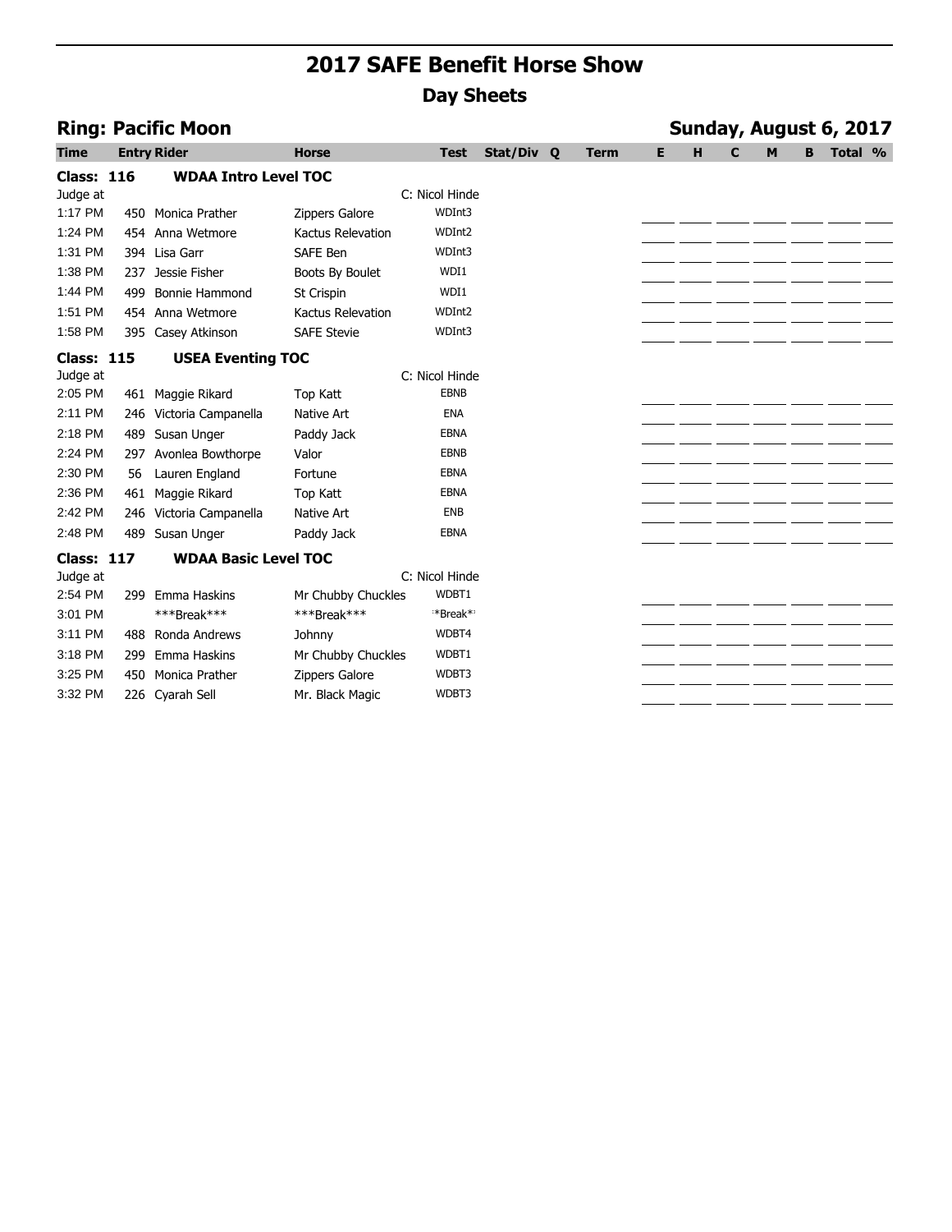# 2017 SAFE Benefit Horse Show

## Day Sheets

### Ring: Pacific Moon

**Sunday, August 6, 2017**

| Time | Entry | Rider | Horse | Test | Stat/Div | Q | Term | E | H | C | M | B | Total | % |
|---|---|---|---|---|---|---|---|---|---|---|---|---|---|---|
| **Class: 116** | | **WDAA Intro Level TOC** | | | | | | | | | | | | |
| Judge at | | | | C: Nicol Hinde | | | | | | | | | | |
| 1:17 PM | 450 | Monica Prather | Zippers Galore | WDInt3 | | | | | | | | | | |
| 1:24 PM | 454 | Anna Wetmore | Kactus Relevation | WDInt2 | | | | | | | | | | |
| 1:31 PM | 394 | Lisa Garr | SAFE Ben | WDInt3 | | | | | | | | | | |
| 1:38 PM | 237 | Jessie Fisher | Boots By Boulet | WDI1 | | | | | | | | | | |
| 1:44 PM | 499 | Bonnie Hammond | St Crispin | WDI1 | | | | | | | | | | |
| 1:51 PM | 454 | Anna Wetmore | Kactus Relevation | WDInt2 | | | | | | | | | | |
| 1:58 PM | 395 | Casey Atkinson | SAFE Stevie | WDInt3 | | | | | | | | | | |
| **Class: 115** | | **USEA Eventing TOC** | | | | | | | | | | | | |
| Judge at | | | | C: Nicol Hinde | | | | | | | | | | |
| 2:05 PM | 461 | Maggie Rikard | Top Katt | EBNB | | | | | | | | | | |
| 2:11 PM | 246 | Victoria Campanella | Native Art | ENA | | | | | | | | | | |
| 2:18 PM | 489 | Susan Unger | Paddy Jack | EBNA | | | | | | | | | | |
| 2:24 PM | 297 | Avonlea Bowthorpe | Valor | EBNB | | | | | | | | | | |
| 2:30 PM | 56 | Lauren England | Fortune | EBNA | | | | | | | | | | |
| 2:36 PM | 461 | Maggie Rikard | Top Katt | EBNA | | | | | | | | | | |
| 2:42 PM | 246 | Victoria Campanella | Native Art | ENB | | | | | | | | | | |
| 2:48 PM | 489 | Susan Unger | Paddy Jack | EBNA | | | | | | | | | | |
| **Class: 117** | | **WDAA Basic Level TOC** | | | | | | | | | | | | |
| Judge at | | | | C: Nicol Hinde | | | | | | | | | | |
| 2:54 PM | 299 | Emma Haskins | Mr Chubby Chuckles | WDBT1 | | | | | | | | | | |
| 3:01 PM | | ***Break*** | ***Break*** | *Break* | | | | | | | | | | |
| 3:11 PM | 488 | Ronda Andrews | Johnny | WDBT4 | | | | | | | | | | |
| 3:18 PM | 299 | Emma Haskins | Mr Chubby Chuckles | WDBT1 | | | | | | | | | | |
| 3:25 PM | 450 | Monica Prather | Zippers Galore | WDBT3 | | | | | | | | | | |
| 3:32 PM | 226 | Cyarah Sell | Mr. Black Magic | WDBT3 | | | | | | | | | | |